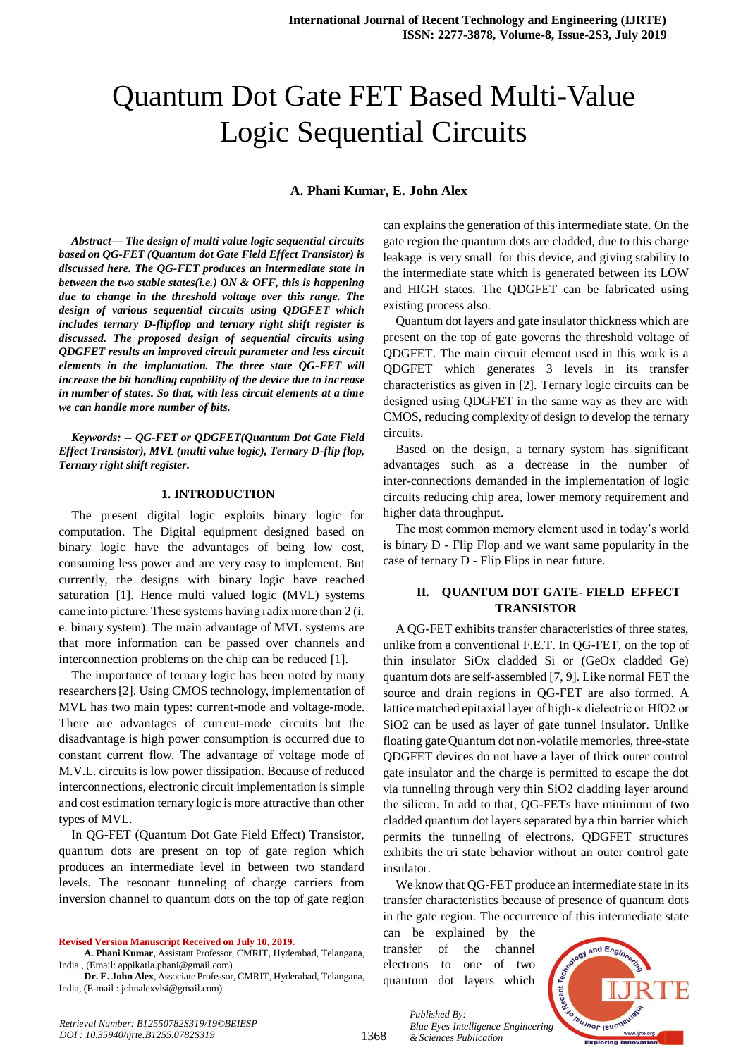# Quantum Dot Gate FET Based Multi-Value Logic Sequential Circuits

**A. Phani Kumar, E. John Alex**

***Abstract— The design of multi value logic sequential circuits based on QG-FET (Quantum dot Gate Field Effect Transistor) is discussed here. The QG-FET produces an intermediate state in between the two stable states(i.e.) ON & OFF, this is happening due to change in the threshold voltage over this range. The design of various sequential circuits using QDGFET which includes ternary D-flipflop and ternary right shift register is discussed. The proposed design of sequential circuits using QDGFET results an improved circuit parameter and less circuit elements in the implantation. The three state QG-FET will increase the bit handling capability of the device due to increase in number of states. So that, with less circuit elements at a time we can handle more number of bits.***

***Keywords: -- QG-FET or QDGFET(Quantum Dot Gate Field Effect Transistor), MVL (multi value logic), Ternary D-flip flop, Ternary right shift register.***

## 1. INTRODUCTION

The present digital logic exploits binary logic for computation. The Digital equipment designed based on binary logic have the advantages of being low cost, consuming less power and are very easy to implement. But currently, the designs with binary logic have reached saturation [1]. Hence multi valued logic (MVL) systems came into picture. These systems having radix more than 2 (i. e. binary system). The main advantage of MVL systems are that more information can be passed over channels and interconnection problems on the chip can be reduced [1].

The importance of ternary logic has been noted by many researchers [2]. Using CMOS technology, implementation of MVL has two main types: current-mode and voltage-mode. There are advantages of current-mode circuits but the disadvantage is high power consumption is occurred due to constant current flow. The advantage of voltage mode of M.V.L. circuits is low power dissipation. Because of reduced interconnections, electronic circuit implementation is simple and cost estimation ternary logic is more attractive than other types of MVL.

In QG-FET (Quantum Dot Gate Field Effect) Transistor, quantum dots are present on top of gate region which produces an intermediate level in between two standard levels. The resonant tunneling of charge carriers from inversion channel to quantum dots on the top of gate region can explains the generation of this intermediate state. On the gate region the quantum dots are cladded, due to this charge leakage is very small for this device, and giving stability to the intermediate state which is generated between its LOW and HIGH states. The QDGFET can be fabricated using existing process also.

Quantum dot layers and gate insulator thickness which are present on the top of gate governs the threshold voltage of QDGFET. The main circuit element used in this work is a QDGFET which generates 3 levels in its transfer characteristics as given in [2]. Ternary logic circuits can be designed using QDGFET in the same way as they are with CMOS, reducing complexity of design to develop the ternary circuits.

Based on the design, a ternary system has significant advantages such as a decrease in the number of inter-connections demanded in the implementation of logic circuits reducing chip area, lower memory requirement and higher data throughput.

The most common memory element used in today's world is binary D - Flip Flop and we want same popularity in the case of ternary D - Flip Flips in near future.

## II. QUANTUM DOT GATE- FIELD EFFECT TRANSISTOR

A QG-FET exhibits transfer characteristics of three states, unlike from a conventional F.E.T. In QG-FET, on the top of thin insulator SiOx cladded Si or (GeOx cladded Ge) quantum dots are self-assembled [7, 9]. Like normal FET the source and drain regions in QG-FET are also formed. A lattice matched epitaxial layer of high-κ dielectric or $HfO_2$ or $SiO_2$ can be used as layer of gate tunnel insulator. Unlike floating gate Quantum dot non-volatile memories, three-state QDGFET devices do not have a layer of thick outer control gate insulator and the charge is permitted to escape the dot via tunneling through very thin $SiO_2$ cladding layer around the silicon. In add to that, QG-FETs have minimum of two cladded quantum dot layers separated by a thin barrier which permits the tunneling of electrons. QDGFET structures exhibits the tri state behavior without an outer control gate insulator.

We know that QG-FET produce an intermediate state in its transfer characteristics because of presence of quantum dots in the gate region. The occurrence of this intermediate state can be explained by the transfer of the channel electrons to one of two quantum dot layers which

**Revised Version Manuscript Received on July 10, 2019.**

**A. Phani Kumar**, Assistant Professor, CMRIT, Hyderabad, Telangana, India , (Email: appikatla.phani@gmail.com)

**Dr. E. John Alex**, Associate Professor, CMRIT, Hyderabad, Telangana, India, (E-mail : johnalexvlsi@gmail.com)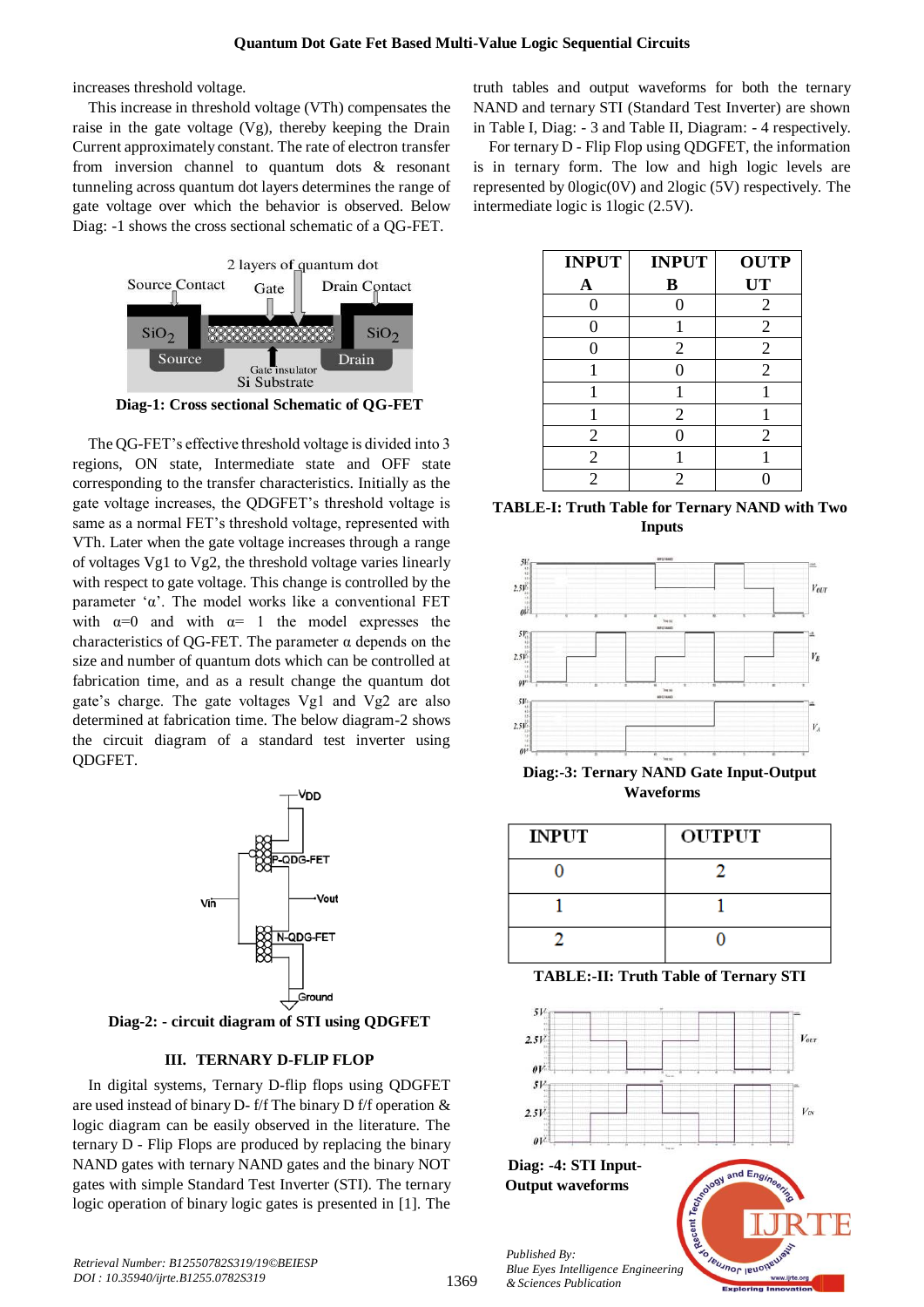increases threshold voltage.

This increase in threshold voltage (VTh) compensates the raise in the gate voltage (Vg), thereby keeping the Drain Current approximately constant. The rate of electron transfer from inversion channel to quantum dots & resonant tunneling across quantum dot layers determines the range of gate voltage over which the behavior is observed. Below Diag: -1 shows the cross sectional schematic of a QG-FET.

**Diag-1: Cross sectional Schematic of QG-FET**

The QG-FET's effective threshold voltage is divided into 3 regions, ON state, Intermediate state and OFF state corresponding to the transfer characteristics. Initially as the gate voltage increases, the QDGFET's threshold voltage is same as a normal FET's threshold voltage, represented with VTh. Later when the gate voltage increases through a range of voltages Vg1 to Vg2, the threshold voltage varies linearly with respect to gate voltage. This change is controlled by the parameter 'α'. The model works like a conventional FET with α=0 and with α= 1 the model expresses the characteristics of QG-FET. The parameter α depends on the size and number of quantum dots which can be controlled at fabrication time, and as a result change the quantum dot gate's charge. The gate voltages Vg1 and Vg2 are also determined at fabrication time. The below diagram-2 shows the circuit diagram of a standard test inverter using QDGFET.

**Diag-2: - circuit diagram of STI using QDGFET**

## III. TERNARY D-FLIP FLOP

In digital systems, Ternary D-flip flops using QDGFET are used instead of binary D- f/f The binary D f/f operation & logic diagram can be easily observed in the literature. The ternary D - Flip Flops are produced by replacing the binary NAND gates with ternary NAND gates and the binary NOT gates with simple Standard Test Inverter (STI). The ternary logic operation of binary logic gates is presented in [1]. The truth tables and output waveforms for both the ternary NAND and ternary STI (Standard Test Inverter) are shown in Table I, Diag: - 3 and Table II, Diagram: - 4 respectively.

For ternary D - Flip Flop using QDGFET, the information is in ternary form. The low and high logic levels are represented by 0logic(0V) and 2logic (5V) respectively. The intermediate logic is 1logic (2.5V).

| INPUT A | INPUT B | OUTPUT |
|---|---|---|
| 0 | 0 | 2 |
| 0 | 1 | 2 |
| 0 | 2 | 2 |
| 1 | 0 | 2 |
| 1 | 1 | 1 |
| 1 | 2 | 1 |
| 2 | 0 | 2 |
| 2 | 1 | 1 |
| 2 | 2 | 0 |

**TABLE-I: Truth Table for Ternary NAND with Two Inputs**

**Diag:-3: Ternary NAND Gate Input-Output Waveforms**

| INPUT | OUTPUT |
|---|---|
| 0 | 2 |
| 1 | 1 |
| 2 | 0 |

**TABLE:-II: Truth Table of Ternary STI**

**Diag: -4: STI Input-Output waveforms**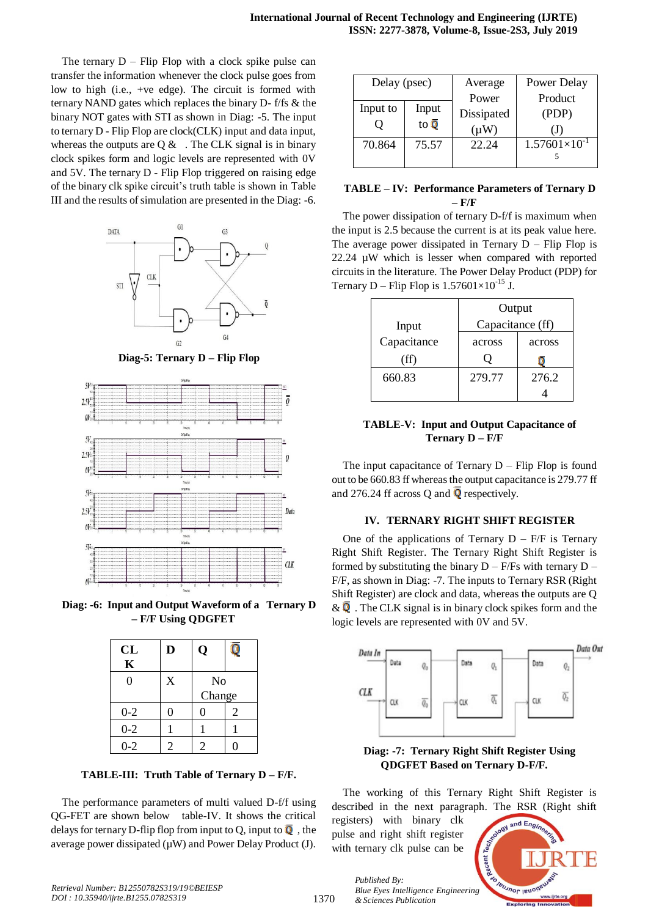The ternary D – Flip Flop with a clock spike pulse can transfer the information whenever the clock pulse goes from low to high (i.e., +ve edge). The circuit is formed with ternary NAND gates which replaces the binary D- f/fs & the binary NOT gates with STI as shown in Diag: -5. The input to ternary D - Flip Flop are clock(CLK) and data input, whereas the outputs are Q & . The CLK signal is in binary clock spikes form and logic levels are represented with 0V and 5V. The ternary D - Flip Flop triggered on raising edge of the binary clk spike circuit's truth table is shown in Table III and the results of simulation are presented in the Diag: -6.

**Diag-5: Ternary D – Flip Flop**

**Diag: -6: Input and Output Waveform of a Ternary D – F/F Using QDGFET**

| CLK | D | Q | Q̄ |
|---|---|---|---|
| 0 | X | No Change | |
| 0-2 | 0 | 0 | 2 |
| 0-2 | 1 | 1 | 1 |
| 0-2 | 2 | 2 | 0 |

**TABLE-III: Truth Table of Ternary D – F/F.**

The performance parameters of multi valued D-f/f using QG-FET are shown below table-IV. It shows the critical delays for ternary D-flip flop from input to Q, input to Q̄ , the average power dissipated (μW) and Power Delay Product (J).

| Delay (psec) | | Average Power Dissipated (μW) | Power Delay Product (PDP) (J) |
|---|---|---|---|
| Input to Q | Input to Q̄ | | |
| 70.864 | 75.57 | 22.24 | $1.57601\times10^{-15}$ |

**TABLE – IV: Performance Parameters of Ternary D – F/F**

The power dissipation of ternary D-f/f is maximum when the input is 2.5 because the current is at its peak value here. The average power dissipated in Ternary D – Flip Flop is 22.24 μW which is lesser when compared with reported circuits in the literature. The Power Delay Product (PDP) for Ternary D – Flip Flop is $1.57601\times10^{-15}$ J.

| Input Capacitance (ff) | Output Capacitance (ff) | |
|---|---|---|
| | across Q | across Q̄ |
| 660.83 | 279.77 | 276.24 |

**TABLE-V: Input and Output Capacitance of Ternary D – F/F**

The input capacitance of Ternary D – Flip Flop is found out to be 660.83 ff whereas the output capacitance is 279.77 ff and 276.24 ff across Q and Q̄ respectively.

## IV. TERNARY RIGHT SHIFT REGISTER

One of the applications of Ternary D – F/F is Ternary Right Shift Register. The Ternary Right Shift Register is formed by substituting the binary D – F/Fs with ternary D – F/F, as shown in Diag: -7. The inputs to Ternary RSR (Right Shift Register) are clock and data, whereas the outputs are Q & Q̄ . The CLK signal is in binary clock spikes form and the logic levels are represented with 0V and 5V.

**Diag: -7: Ternary Right Shift Register Using QDGFET Based on Ternary D-F/F.**

The working of this Ternary Right Shift Register is described in the next paragraph. The RSR (Right shift registers) with binary clk pulse and right shift register with ternary clk pulse can be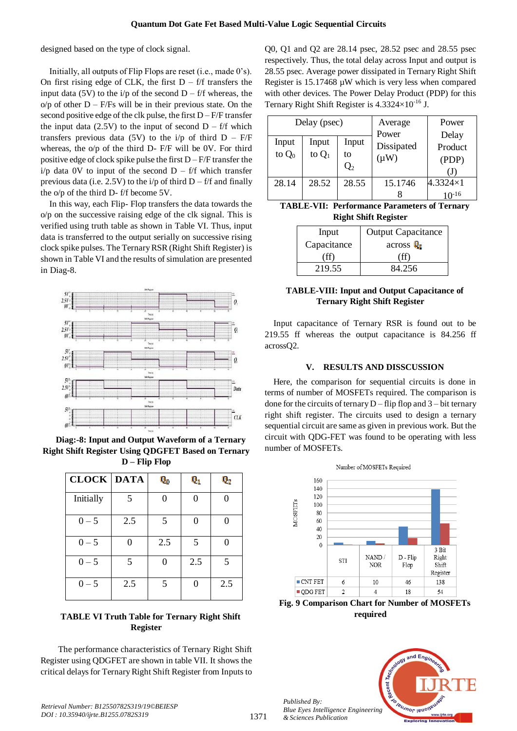designed based on the type of clock signal.

Initially, all outputs of Flip Flops are reset (i.e., made 0's). On first rising edge of CLK, the first D – f/f transfers the input data (5V) to the i/p of the second D – f/f whereas, the o/p of other D – F/Fs will be in their previous state. On the second positive edge of the clk pulse, the first D – F/F transfer the input data (2.5V) to the input of second D – f/f which transfers previous data (5V) to the i/p of third D – F/F whereas, the o/p of the third D- F/F will be 0V. For third positive edge of clock spike pulse the first D – F/F transfer the i/p data 0V to input of the second D – f/f which transfer previous data (i.e. 2.5V) to the i/p of third D – f/f and finally the o/p of the third D- f/f become 5V.

In this way, each Flip- Flop transfers the data towards the o/p on the successive raising edge of the clk signal. This is verified using truth table as shown in Table VI. Thus, input data is transferred to the output serially on successive rising clock spike pulses. The Ternary RSR (Right Shift Register) is shown in Table VI and the results of simulation are presented in Diag-8.

**Diag:-8: Input and Output Waveform of a Ternary Right Shift Register Using QDGFET Based on Ternary D – Flip Flop**

| CLOCK | DATA | $Q_0$ | $Q_1$ | $Q_2$ |
|---|---|---|---|---|
| Initially | 5 | 0 | 0 | 0 |
| 0 – 5 | 2.5 | 5 | 0 | 0 |
| 0 – 5 | 0 | 2.5 | 5 | 0 |
| 0 – 5 | 5 | 0 | 2.5 | 5 |
| 0 – 5 | 2.5 | 5 | 0 | 2.5 |

**TABLE VI Truth Table for Ternary Right Shift Register**

The performance characteristics of Ternary Right Shift Register using QDGFET are shown in table VII. It shows the critical delays for Ternary Right Shift Register from Inputs to Q0, Q1 and Q2 are 28.14 psec, 28.52 psec and 28.55 psec respectively. Thus, the total delay across Input and output is 28.55 psec. Average power dissipated in Ternary Right Shift Register is 15.17468 µW which is very less when compared with other devices. The Power Delay Product (PDP) for this Ternary Right Shift Register is $4.3324\times10^{-16}$ J.

| Delay (psec) | | | Average Power Dissipated (µW) | Power Delay Product (PDP) (J) |
|---|---|---|---|---|
| Input to $Q_0$ | Input to $Q_1$ | Input to $Q_2$ | | |
| 28.14 | 28.52 | 28.55 | 15.17468 | $4.3324\times10^{-16}$ |

**TABLE-VII: Performance Parameters of Ternary Right Shift Register**

| Input Capacitance (ff) | Output Capacitance across $Q_2$ (ff) |
|---|---|
| 219.55 | 84.256 |

**TABLE-VIII: Input and Output Capacitance of Ternary Right Shift Register**

Input capacitance of Ternary RSR is found out to be 219.55 ff whereas the output capacitance is 84.256 ff acrossQ2.

## V. RESULTS AND DISSCUSSION

Here, the comparison for sequential circuits is done in terms of number of MOSFETs required. The comparison is done for the circuits of ternary D – flip flop and 3 – bit ternary right shift register. The circuits used to design a ternary sequential circuit are same as given in previous work. But the circuit with QDG-FET was found to be operating with less number of MOSFETs.

Number of MOSFETs Required

| | STI | NAND / NOR | D - Flip Flop | 3 Bit Right Shift Register |
|---|---|---|---|---|
| CNT FET | 6 | 10 | 46 | 138 |
| QDG FET | 2 | 4 | 18 | 54 |

**Fig. 9 Comparison Chart for Number of MOSFETs required**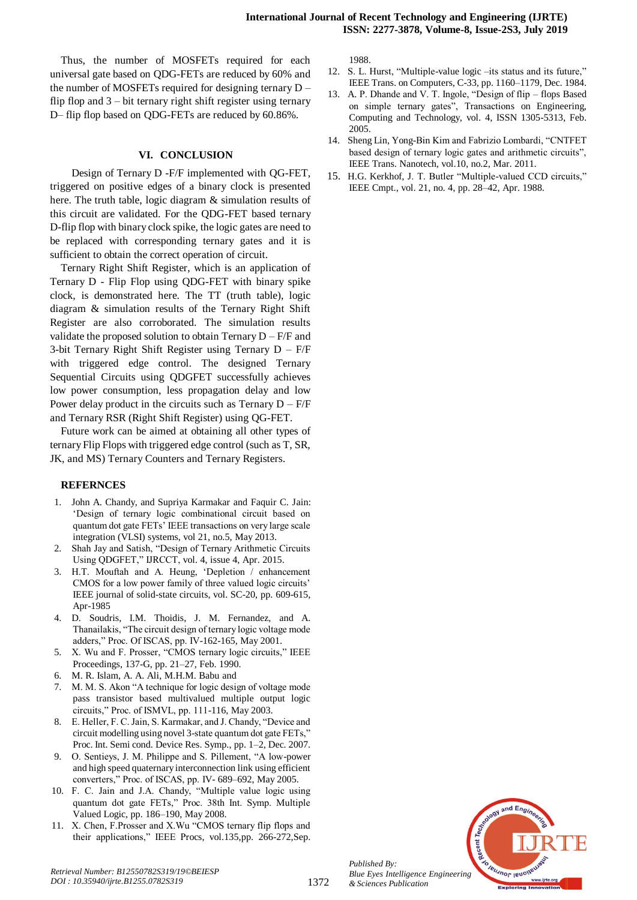Thus, the number of MOSFETs required for each universal gate based on QDG-FETs are reduced by 60% and the number of MOSFETs required for designing ternary D – flip flop and 3 – bit ternary right shift register using ternary D– flip flop based on QDG-FETs are reduced by 60.86%.

## VI. CONCLUSION

Design of Ternary D -F/F implemented with QG-FET, triggered on positive edges of a binary clock is presented here. The truth table, logic diagram & simulation results of this circuit are validated. For the QDG-FET based ternary D-flip flop with binary clock spike, the logic gates are need to be replaced with corresponding ternary gates and it is sufficient to obtain the correct operation of circuit.

Ternary Right Shift Register, which is an application of Ternary D - Flip Flop using QDG-FET with binary spike clock, is demonstrated here. The TT (truth table), logic diagram & simulation results of the Ternary Right Shift Register are also corroborated. The simulation results validate the proposed solution to obtain Ternary D – F/F and 3-bit Ternary Right Shift Register using Ternary D – F/F with triggered edge control. The designed Ternary Sequential Circuits using QDGFET successfully achieves low power consumption, less propagation delay and low Power delay product in the circuits such as Ternary D – F/F and Ternary RSR (Right Shift Register) using QG-FET.

Future work can be aimed at obtaining all other types of ternary Flip Flops with triggered edge control (such as T, SR, JK, and MS) Ternary Counters and Ternary Registers.

### REFERNCES

1. John A. Chandy, and Supriya Karmakar and Faquir C. Jain: 'Design of ternary logic combinational circuit based on quantum dot gate FETs' IEEE transactions on very large scale integration (VLSI) systems, vol 21, no.5, May 2013.
2. Shah Jay and Satish, "Design of Ternary Arithmetic Circuits Using QDGFET," IJRCCT, vol. 4, issue 4, Apr. 2015.
3. H.T. Mouftah and A. Heung, 'Depletion / enhancement CMOS for a low power family of three valued logic circuits' IEEE journal of solid-state circuits, vol. SC-20, pp. 609-615, Apr-1985
4. D. Soudris, I.M. Thoidis, J. M. Fernandez, and A. Thanailakis, "The circuit design of ternary logic voltage mode adders," Proc. Of ISCAS, pp. IV-162-165, May 2001.
5. X. Wu and F. Prosser, "CMOS ternary logic circuits," IEEE Proceedings, 137-G, pp. 21–27, Feb. 1990.
6. M. R. Islam, A. A. Ali, M.H.M. Babu and
7. M. M. S. Akon "A technique for logic design of voltage mode pass transistor based multivalued multiple output logic circuits," Proc. of ISMVL, pp. 111-116, May 2003.
8. E. Heller, F. C. Jain, S. Karmakar, and J. Chandy, "Device and circuit modelling using novel 3-state quantum dot gate FETs," Proc. Int. Semi cond. Device Res. Symp., pp. 1–2, Dec. 2007.
9. O. Sentieys, J. M. Philippe and S. Pillement, "A low-power and high speed quaternary interconnection link using efficient converters," Proc. of ISCAS, pp. IV- 689–692, May 2005.
10. F. C. Jain and J.A. Chandy, "Multiple value logic using quantum dot gate FETs," Proc. 38th Int. Symp. Multiple Valued Logic, pp. 186–190, May 2008.
11. X. Chen, F.Prosser and X.Wu "CMOS ternary flip flops and their applications," IEEE Procs, vol.135,pp. 266-272,Sep. 1988.
12. S. L. Hurst, "Multiple-value logic –its status and its future," IEEE Trans. on Computers, C-33, pp. 1160–1179, Dec. 1984.
13. A. P. Dhande and V. T. Ingole, "Design of flip – flops Based on simple ternary gates", Transactions on Engineering, Computing and Technology, vol. 4, ISSN 1305-5313, Feb. 2005.
14. Sheng Lin, Yong-Bin Kim and Fabrizio Lombardi, "CNTFET based design of ternary logic gates and arithmetic circuits", IEEE Trans. Nanotech, vol.10, no.2, Mar. 2011.
15. H.G. Kerkhof, J. T. Butler "Multiple-valued CCD circuits," IEEE Cmpt., vol. 21, no. 4, pp. 28–42, Apr. 1988.